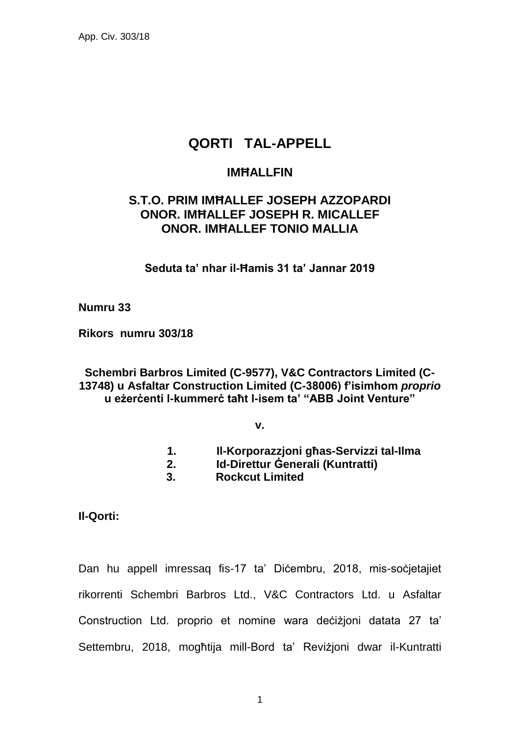# QORTI TAL-APPELL

## IMĦALLFIN

**S.T.O. PRIM IMĦALLEF JOSEPH AZZOPARDI**
**ONOR. IMĦALLEF JOSEPH R. MICALLEF**
**ONOR. IMĦALLEF TONIO MALLIA**

**Seduta ta' nhar il-Ħamis 31 ta' Jannar 2019**

**Numru 33**

**Rikors numru 303/18**

**Schembri Barbros Limited (C-9577), V&C Contractors Limited (C-13748) u Asfaltar Construction Limited (C-38006) f'isimhom *proprio* u eżerċenti l-kummerċ taħt l-isem ta' "ABB Joint Venture"**

**v.**

1. **Il-Korporazzjoni għas-Servizzi tal-Ilma**
2. **Id-Direttur Ġenerali (Kuntratti)**
3. **Rockcut Limited**

**Il-Qorti:**

Dan hu appell imressaq fis-17 ta' Diċembru, 2018, mis-soċjetajiet rikorrenti Schembri Barbros Ltd., V&C Contractors Ltd. u Asfaltar Construction Ltd. proprio et nomine wara deċiżjoni datata 27 ta' Settembru, 2018, mogħtija mill-Bord ta' Reviżjoni dwar il-Kuntratti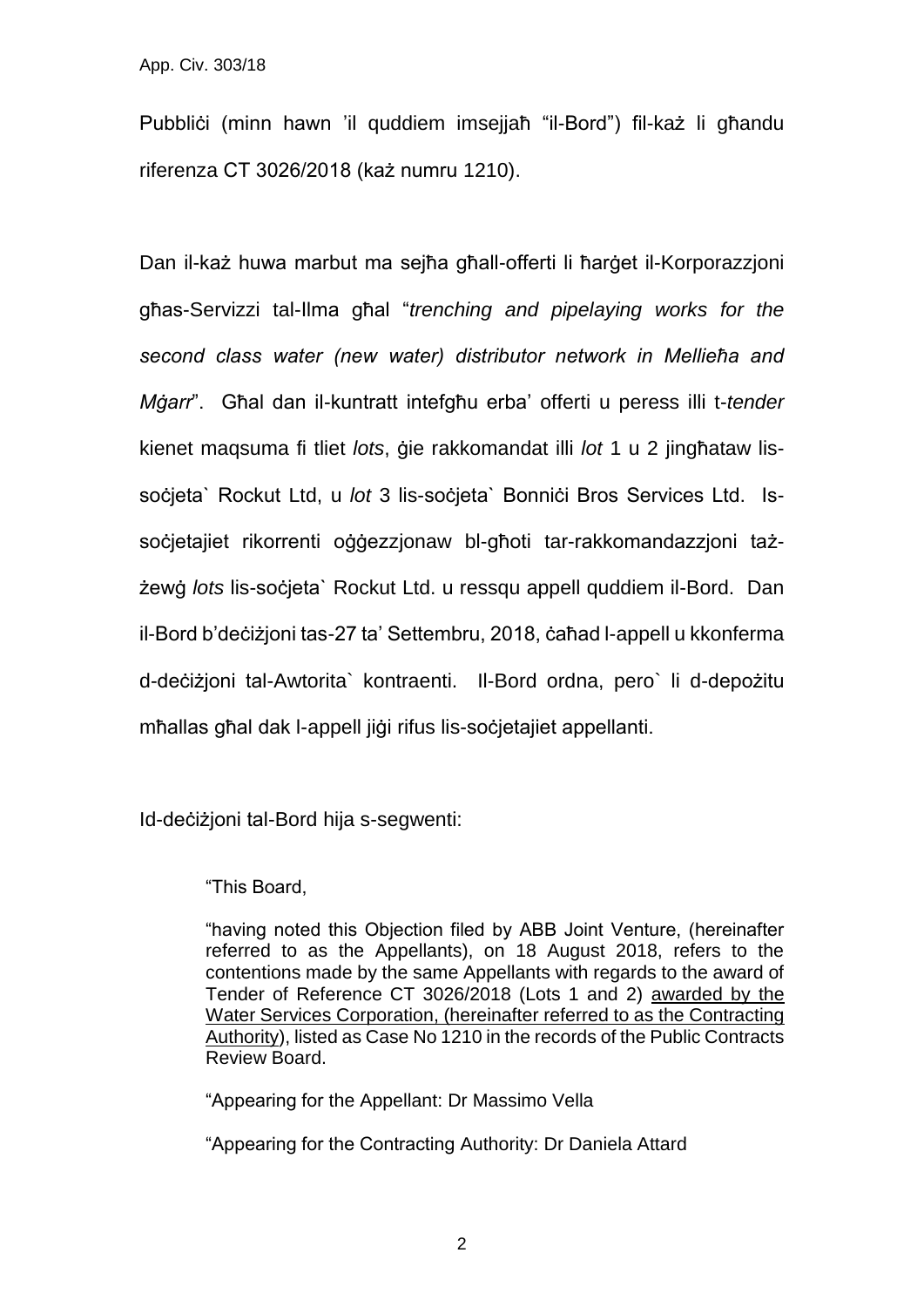Pubbliċi (minn hawn 'il quddiem imsejjaħ "il-Bord") fil-każ li għandu riferenza CT 3026/2018 (każ numru 1210).

Dan il-każ huwa marbut ma sejħa għall-offerti li ħarġet il-Korporazzjoni għas-Servizzi tal-Ilma għal "*trenching and pipelaying works for the second class water (new water) distributor network in Mellieħa and Mġarr*". Għal dan il-kuntratt intefgħu erba' offerti u peress illi t-*tender* kienet maqsuma fi tliet *lots*, ġie rakkomandat illi *lot* 1 u 2 jingħataw lis-soċjeta` Rockut Ltd, u *lot* 3 lis-soċjeta` Bonniċi Bros Services Ltd. Is-soċjetajiet rikorrenti oġġezzjonaw bl-għoti tar-rakkomandazzjoni taż-żewġ *lots* lis-soċjeta` Rockut Ltd. u ressqu appell quddiem il-Bord. Dan il-Bord b'deċiżjoni tas-27 ta' Settembru, 2018, ċaħad l-appell u kkonferma d-deċiżjoni tal-Awtorita` kontraenti. Il-Bord ordna, pero` li d-depożitu mħallas għal dak l-appell jiġi rifus lis-soċjetajiet appellanti.

Id-deċiżjoni tal-Bord hija s-segwenti:

> "This Board,
>
> "having noted this Objection filed by ABB Joint Venture, (hereinafter referred to as the Appellants), on 18 August 2018, refers to the contentions made by the same Appellants with regards to the award of Tender of Reference CT 3026/2018 (Lots 1 and 2) awarded by the Water Services Corporation, (hereinafter referred to as the Contracting Authority), listed as Case No 1210 in the records of the Public Contracts Review Board.
>
> "Appearing for the Appellant: Dr Massimo Vella
>
> "Appearing for the Contracting Authority: Dr Daniela Attard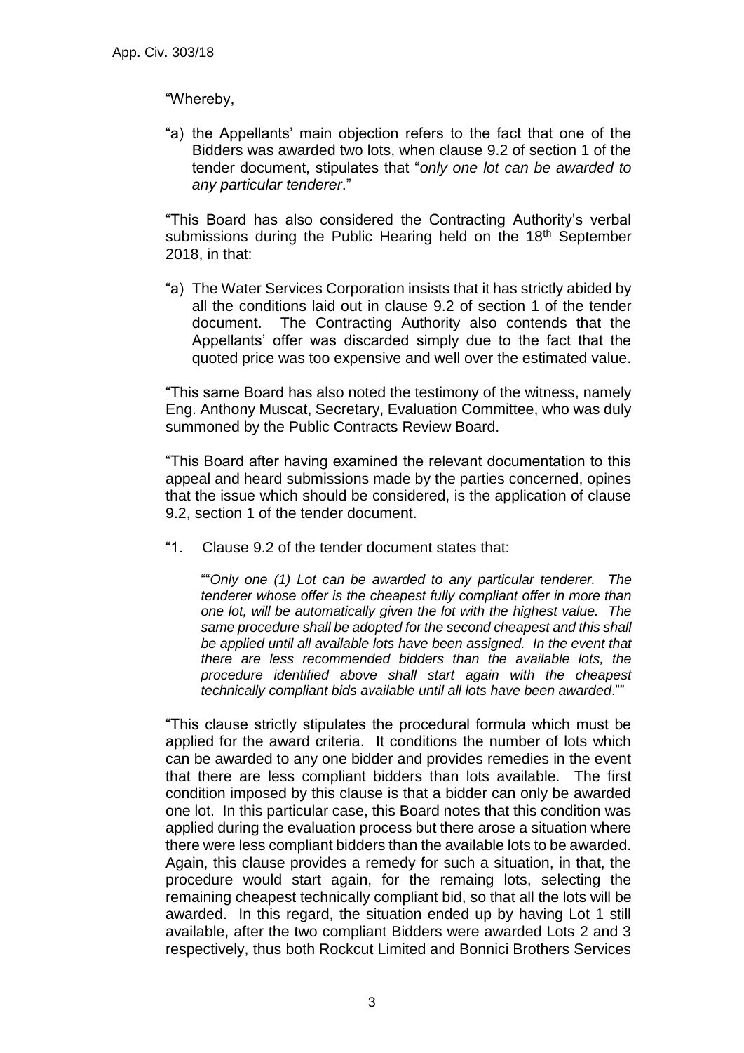"Whereby,

"a) the Appellants' main objection refers to the fact that one of the Bidders was awarded two lots, when clause 9.2 of section 1 of the tender document, stipulates that "*only one lot can be awarded to any particular tenderer*."

"This Board has also considered the Contracting Authority's verbal submissions during the Public Hearing held on the 18th September 2018, in that:

"a) The Water Services Corporation insists that it has strictly abided by all the conditions laid out in clause 9.2 of section 1 of the tender document. The Contracting Authority also contends that the Appellants' offer was discarded simply due to the fact that the quoted price was too expensive and well over the estimated value.

"This same Board has also noted the testimony of the witness, namely Eng. Anthony Muscat, Secretary, Evaluation Committee, who was duly summoned by the Public Contracts Review Board.

"This Board after having examined the relevant documentation to this appeal and heard submissions made by the parties concerned, opines that the issue which should be considered, is the application of clause 9.2, section 1 of the tender document.

"1. Clause 9.2 of the tender document states that:

> ""*Only one (1) Lot can be awarded to any particular tenderer. The tenderer whose offer is the cheapest fully compliant offer in more than one lot, will be automatically given the lot with the highest value. The same procedure shall be adopted for the second cheapest and this shall be applied until all available lots have been assigned. In the event that there are less recommended bidders than the available lots, the procedure identified above shall start again with the cheapest technically compliant bids available until all lots have been awarded*.""

"This clause strictly stipulates the procedural formula which must be applied for the award criteria. It conditions the number of lots which can be awarded to any one bidder and provides remedies in the event that there are less compliant bidders than lots available. The first condition imposed by this clause is that a bidder can only be awarded one lot. In this particular case, this Board notes that this condition was applied during the evaluation process but there arose a situation where there were less compliant bidders than the available lots to be awarded. Again, this clause provides a remedy for such a situation, in that, the procedure would start again, for the remaing lots, selecting the remaining cheapest technically compliant bid, so that all the lots will be awarded. In this regard, the situation ended up by having Lot 1 still available, after the two compliant Bidders were awarded Lots 2 and 3 respectively, thus both Rockcut Limited and Bonnici Brothers Services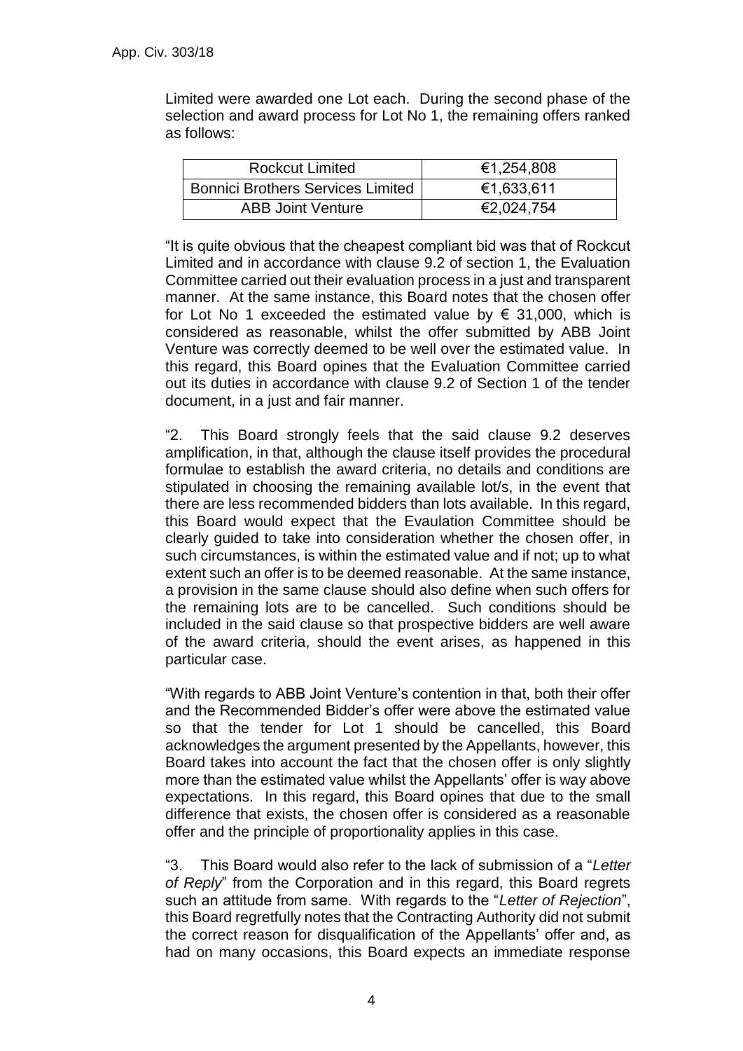Limited were awarded one Lot each. During the second phase of the selection and award process for Lot No 1, the remaining offers ranked as follows:

| Rockcut Limited | €1,254,808 |
|---|---|
| Bonnici Brothers Services Limited | €1,633,611 |
| ABB Joint Venture | €2,024,754 |

"It is quite obvious that the cheapest compliant bid was that of Rockcut Limited and in accordance with clause 9.2 of section 1, the Evaluation Committee carried out their evaluation process in a just and transparent manner. At the same instance, this Board notes that the chosen offer for Lot No 1 exceeded the estimated value by € 31,000, which is considered as reasonable, whilst the offer submitted by ABB Joint Venture was correctly deemed to be well over the estimated value. In this regard, this Board opines that the Evaluation Committee carried out its duties in accordance with clause 9.2 of Section 1 of the tender document, in a just and fair manner.

"2. This Board strongly feels that the said clause 9.2 deserves amplification, in that, although the clause itself provides the procedural formulae to establish the award criteria, no details and conditions are stipulated in choosing the remaining available lot/s, in the event that there are less recommended bidders than lots available. In this regard, this Board would expect that the Evaulation Committee should be clearly guided to take into consideration whether the chosen offer, in such circumstances, is within the estimated value and if not; up to what extent such an offer is to be deemed reasonable. At the same instance, a provision in the same clause should also define when such offers for the remaining lots are to be cancelled. Such conditions should be included in the said clause so that prospective bidders are well aware of the award criteria, should the event arises, as happened in this particular case.

"With regards to ABB Joint Venture's contention in that, both their offer and the Recommended Bidder's offer were above the estimated value so that the tender for Lot 1 should be cancelled, this Board acknowledges the argument presented by the Appellants, however, this Board takes into account the fact that the chosen offer is only slightly more than the estimated value whilst the Appellants' offer is way above expectations. In this regard, this Board opines that due to the small difference that exists, the chosen offer is considered as a reasonable offer and the principle of proportionality applies in this case.

"3. This Board would also refer to the lack of submission of a "*Letter of Reply*" from the Corporation and in this regard, this Board regrets such an attitude from same. With regards to the "*Letter of Rejection*", this Board regretfully notes that the Contracting Authority did not submit the correct reason for disqualification of the Appellants' offer and, as had on many occasions, this Board expects an immediate response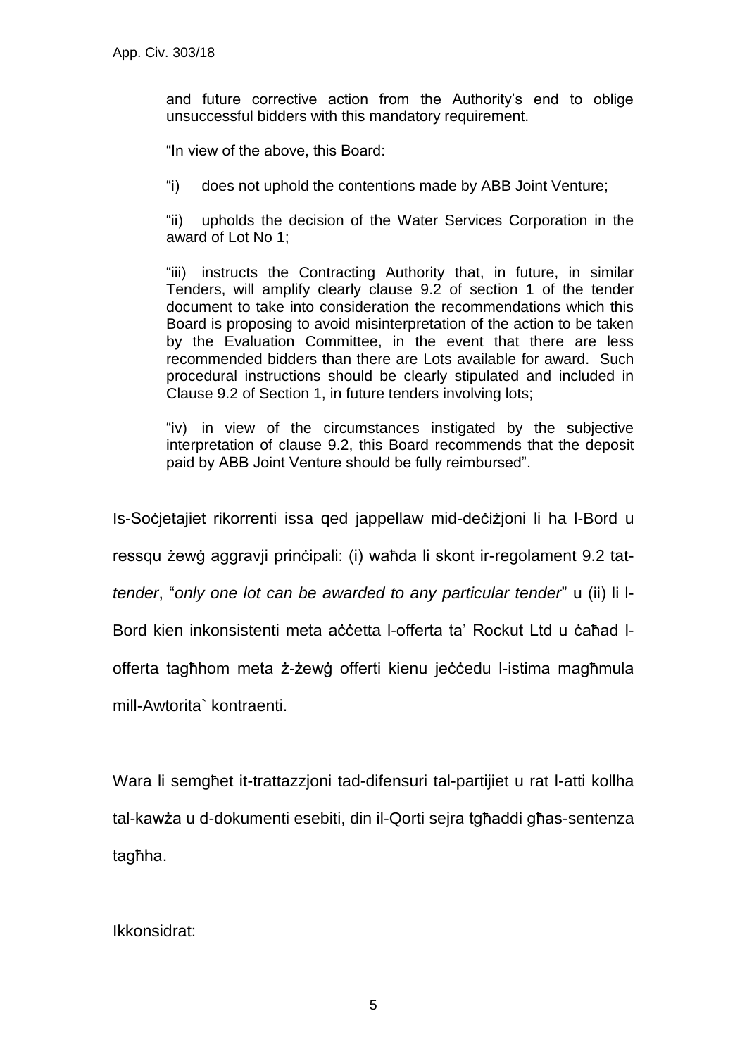and future corrective action from the Authority's end to oblige unsuccessful bidders with this mandatory requirement.

"In view of the above, this Board:

"i) does not uphold the contentions made by ABB Joint Venture;

"ii) upholds the decision of the Water Services Corporation in the award of Lot No 1;

"iii) instructs the Contracting Authority that, in future, in similar Tenders, will amplify clearly clause 9.2 of section 1 of the tender document to take into consideration the recommendations which this Board is proposing to avoid misinterpretation of the action to be taken by the Evaluation Committee, in the event that there are less recommended bidders than there are Lots available for award. Such procedural instructions should be clearly stipulated and included in Clause 9.2 of Section 1, in future tenders involving lots;

"iv) in view of the circumstances instigated by the subjective interpretation of clause 9.2, this Board recommends that the deposit paid by ABB Joint Venture should be fully reimbursed".

Is-Soċjetajiet rikorrenti issa qed jappellaw mid-deċiżjoni li ha l-Bord u ressqu żewġ aggravji prinċipali: (i) waħda li skont ir-regolament 9.2 tat-*tender*, "*only one lot can be awarded to any particular tender*" u (ii) li l-Bord kien inkonsistenti meta aċċetta l-offerta ta' Rockut Ltd u ċaħad l-offerta tagħhom meta ż-żewġ offerti kienu jeċċedu l-istima magħmula mill-Awtorita` kontraenti.

Wara li semgħet it-trattazzjoni tad-difensuri tal-partijiet u rat l-atti kollha tal-kawża u d-dokumenti esebiti, din il-Qorti sejra tgħaddi għas-sentenza tagħha.

Ikkonsidrat: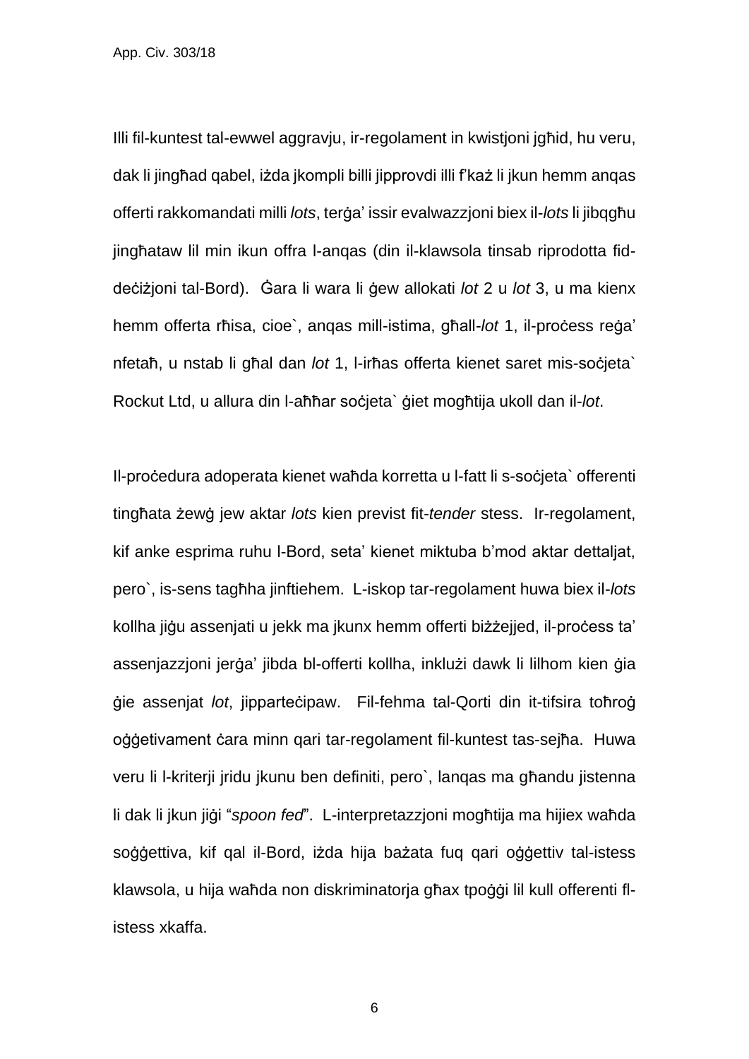Illi fil-kuntest tal-ewwel aggravju, ir-regolament in kwistjoni jgħid, hu veru, dak li jingħad qabel, iżda jkompli billi jipprovdi illi f'każ li jkun hemm anqas offerti rakkomandati milli *lots*, terġa' issir evalwazzjoni biex il-*lots* li jibqgħu jingħataw lil min ikun offra l-anqas (din il-klawsola tinsab riprodotta fid-deċiżjoni tal-Bord). Ġara li wara li ġew allokati *lot* 2 u *lot* 3, u ma kienx hemm offerta rħisa, cioe`, anqas mill-istima, għall-*lot* 1, il-proċess reġa' nfetaħ, u nstab li għal dan *lot* 1, l-irħas offerta kienet saret mis-soċjeta` Rockut Ltd, u allura din l-aħħar soċjeta` ġiet mogħtija ukoll dan il-*lot*.

Il-proċedura adoperata kienet waħda korretta u l-fatt li s-soċjeta` offerenti tingħata żewġ jew aktar *lots* kien previst fit-*tender* stess. Ir-regolament, kif anke esprima ruħu l-Bord, seta' kienet miktuba b'mod aktar dettaljat, pero`, is-sens tagħha jinftiehem. L-iskop tar-regolament huwa biex il-*lots* kollha jiġu assenjati u jekk ma jkunx hemm offerti biżżejjed, il-proċess ta' assenjazzjoni jerġa' jibda bl-offerti kollha, inklużi dawk li lilhom kien ġia ġie assenjat *lot*, jipparteċipaw. Fil-fehma tal-Qorti din it-tifsira toħroġ oġġetivament ċara minn qari tar-regolament fil-kuntest tas-sejħa. Huwa veru li l-kriterji jridu jkunu ben definiti, pero`, lanqas ma għandu jistenna li dak li jkun jiġi "*spoon fed*". L-interpretazzjoni mogħtija ma hijiex waħda soġġettiva, kif qal il-Bord, iżda hija bażata fuq qari oġġettiv tal-istess klawsola, u hija waħda non diskriminatorja għax tpoġġi lil kull offerenti fl-istess xkaffa.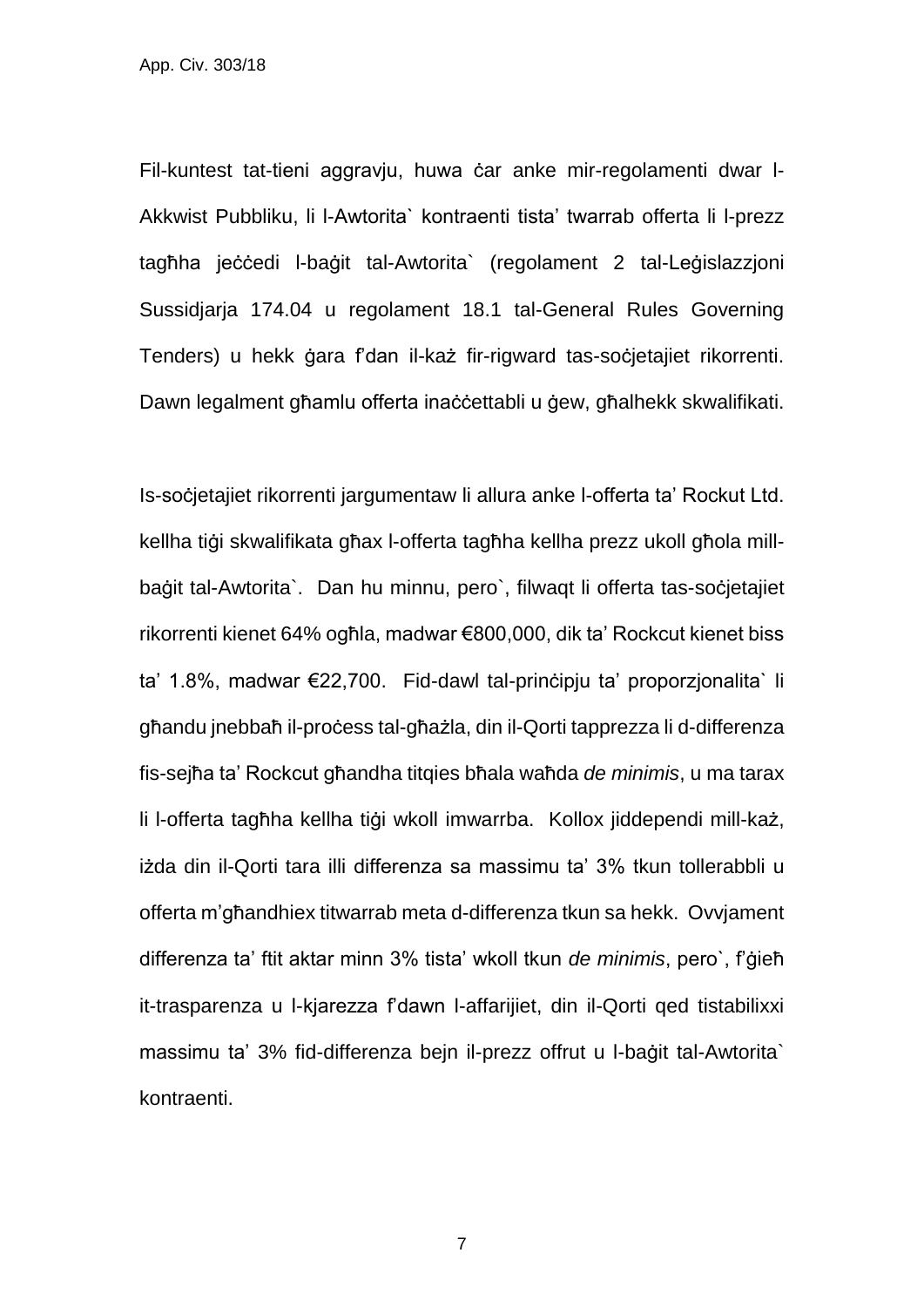Fil-kuntest tat-tieni aggravju, huwa ċar anke mir-regolamenti dwar l-Akkwist Pubbliku, li l-Awtorita` kontraenti tista' twarrab offerta li l-prezz tagħha jeċċedi l-baġit tal-Awtorita` (regolament 2 tal-Leġislazzjoni Sussidjarja 174.04 u regolament 18.1 tal-General Rules Governing Tenders) u hekk ġara f'dan il-każ fir-rigward tas-soċjetajiet rikorrenti. Dawn legalment għamlu offerta inaċċettabli u ġew, għalhekk skwalifikati.

Is-soċjetajiet rikorrenti jargumentaw li allura anke l-offerta ta' Rockut Ltd. kellha tiġi skwalifikata għax l-offerta tagħha kellha prezz ukoll għola mill-baġit tal-Awtorita`. Dan hu minnu, pero`, filwaqt li offerta tas-soċjetajiet rikorrenti kienet 64% ogħla, madwar €800,000, dik ta' Rockcut kienet biss ta' 1.8%, madwar €22,700. Fid-dawl tal-prinċipju ta' proporzjonalita` li għandu jnebbaħ il-proċess tal-għażla, din il-Qorti tapprezza li d-differenza fis-sejħa ta' Rockcut għandha titqies bħala waħda *de minimis*, u ma tarax li l-offerta tagħha kellha tiġi wkoll imwarrba. Kollox jiddependi mill-każ, iżda din il-Qorti tara illi differenza sa massimu ta' 3% tkun tollerabbli u offerta m'għandhiex titwarrab meta d-differenza tkun sa hekk. Ovvjament differenza ta' ftit aktar minn 3% tista' wkoll tkun *de minimis*, pero`, f'ġieħ it-trasparenza u l-kjarezza f'dawn l-affarijiet, din il-Qorti qed tistabilixxi massimu ta' 3% fid-differenza bejn il-prezz offrut u l-baġit tal-Awtorita` kontraenti.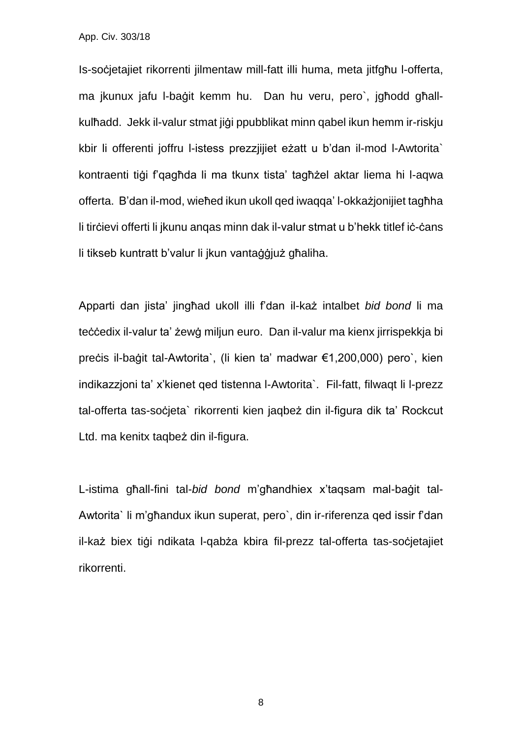Is-soċjetajiet rikorrenti jilmentaw mill-fatt illi huma, meta jitfgħu l-offerta, ma jkunux jafu l-baġit kemm hu. Dan hu veru, pero`, jgħodd għall-kulħadd. Jekk il-valur stmat jiġi ppubblikat minn qabel ikun hemm ir-riskju kbir li offerenti joffru l-istess prezzjijiet eżatt u b'dan il-mod l-Awtorita` kontraenti tiġi f'qagħda li ma tkunx tista' tagħżel aktar liema hi l-aqwa offerta. B'dan il-mod, wieħed ikun ukoll qed iwaqqa' l-okkażjonijiet tagħha li tirċievi offerti li jkunu anqas minn dak il-valur stmat u b'hekk titlef iċ-ċans li tikseb kuntratt b'valur li jkun vantaġġjuż għaliha.

Apparti dan jista' jingħad ukoll illi f'dan il-każ intalbet *bid bond* li ma teċċedix il-valur ta' żewġ miljun euro. Dan il-valur ma kienx jirrispekkja bi preċis il-baġit tal-Awtorita`, (li kien ta' madwar €1,200,000) pero`, kien indikazzjoni ta' x'kienet qed tistenna l-Awtorita`. Fil-fatt, filwaqt li l-prezz tal-offerta tas-soċjeta` rikorrenti kien jaqbeż din il-figura dik ta' Rockcut Ltd. ma kenitx taqbeż din il-figura.

L-istima għall-fini tal-*bid bond* m'għandhiex x'taqsam mal-baġit tal-Awtorita` li m'għandux ikun superat, pero`, din ir-riferenza qed issir f'dan il-każ biex tiġi ndikata l-qabża kbira fil-prezz tal-offerta tas-soċjetajiet rikorrenti.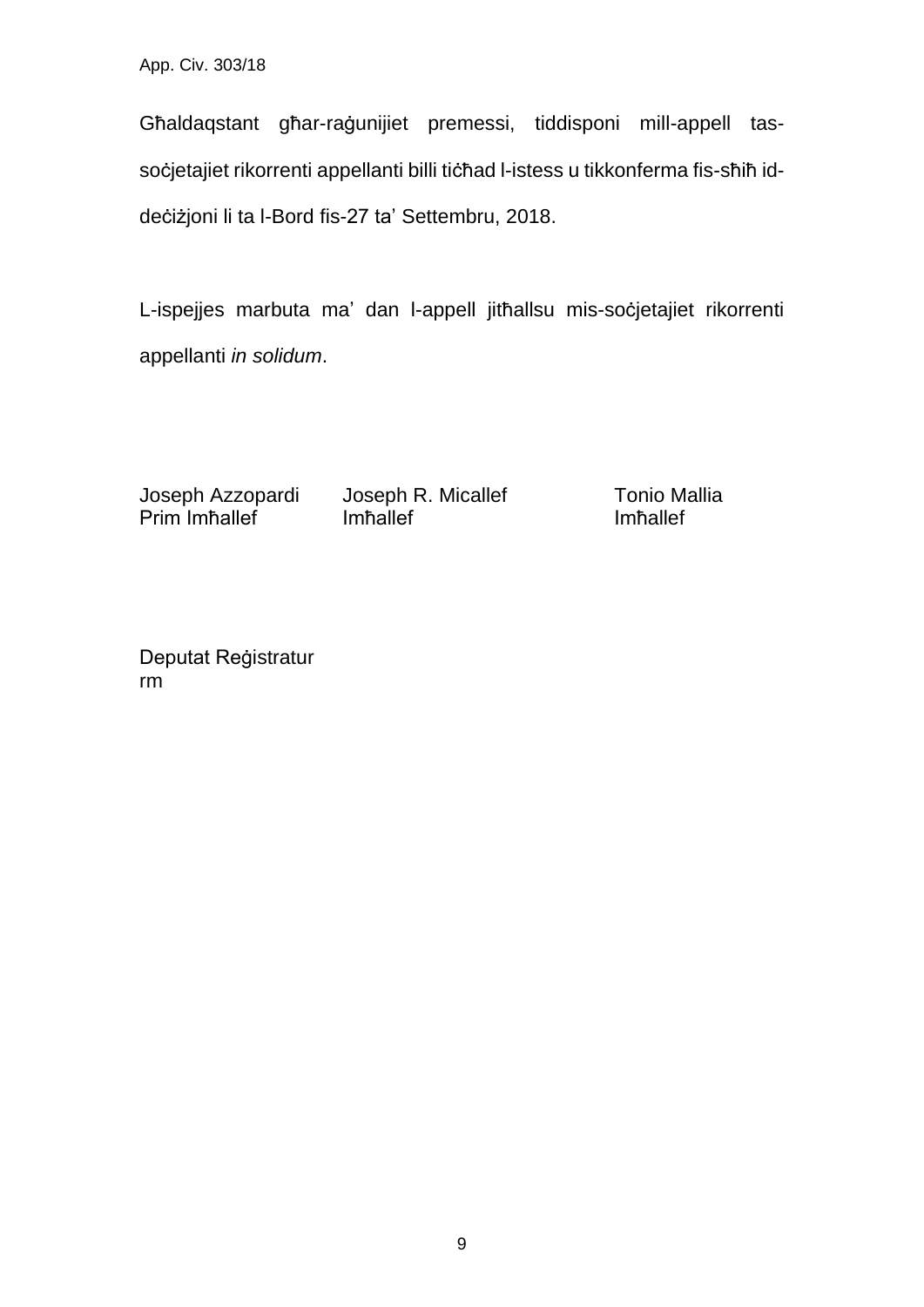Għaldaqstant għar-raġunijiet premessi, tiddisponi mill-appell tas-soċjetajiet rikorrenti appellanti billi tiċħad l-istess u tikkonferma fis-sħiħ id-deċiżjoni li ta l-Bord fis-27 ta' Settembru, 2018.

L-ispejjes marbuta ma' dan l-appell jitħallsu mis-soċjetajiet rikorrenti appellanti *in solidum*.

| | | |
|---|---|---|
| Joseph Azzopardi<br>Prim Imħallef | Joseph R. Micallef<br>Imħallef | Tonio Mallia<br>Imħallef |

Deputat Reġistratur
rm